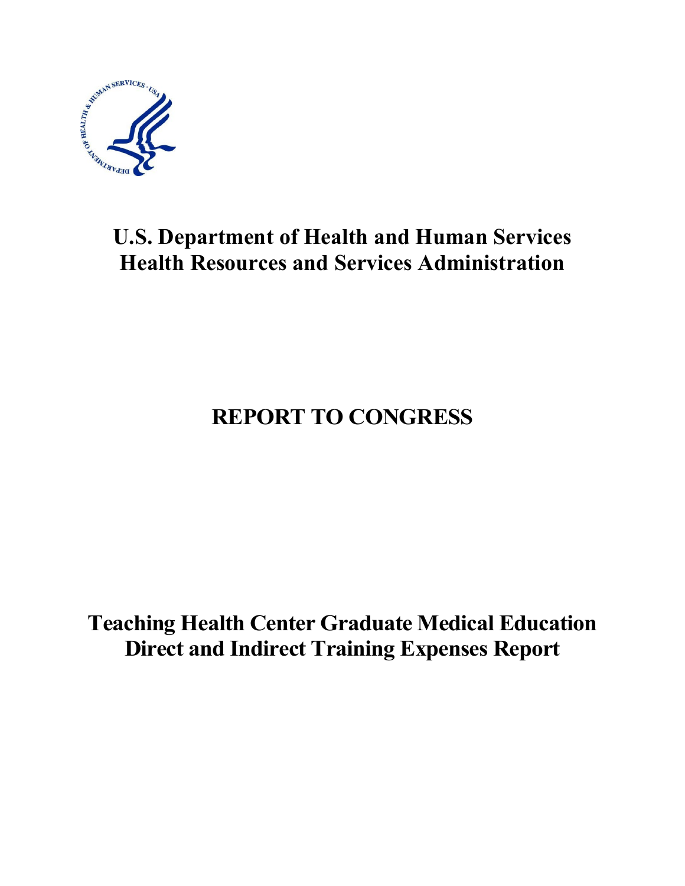# U.S. Department of Health and Human Services
# Health Resources and Services Administration

# REPORT TO CONGRESS

# Teaching Health Center Graduate Medical Education Direct and Indirect Training Expenses Report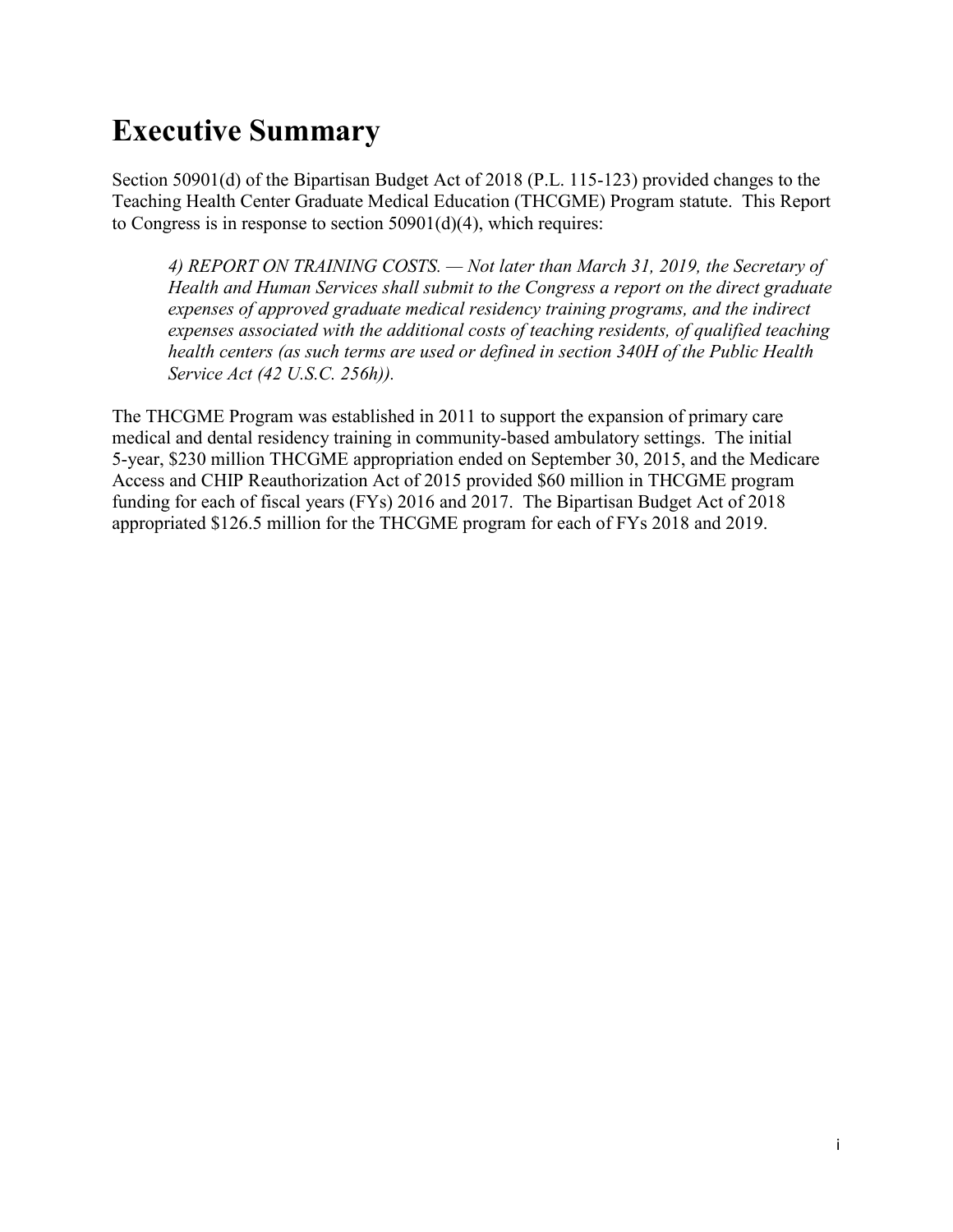# Executive Summary

Section 50901(d) of the Bipartisan Budget Act of 2018 (P.L. 115-123) provided changes to the Teaching Health Center Graduate Medical Education (THCGME) Program statute. This Report to Congress is in response to section 50901(d)(4), which requires:

> *4) REPORT ON TRAINING COSTS. — Not later than March 31, 2019, the Secretary of Health and Human Services shall submit to the Congress a report on the direct graduate expenses of approved graduate medical residency training programs, and the indirect expenses associated with the additional costs of teaching residents, of qualified teaching health centers (as such terms are used or defined in section 340H of the Public Health Service Act (42 U.S.C. 256h)).*

The THCGME Program was established in 2011 to support the expansion of primary care medical and dental residency training in community-based ambulatory settings. The initial 5-year, $230 million THCGME appropriation ended on September 30, 2015, and the Medicare Access and CHIP Reauthorization Act of 2015 provided $60 million in THCGME program funding for each of fiscal years (FYs) 2016 and 2017. The Bipartisan Budget Act of 2018 appropriated $126.5 million for the THCGME program for each of FYs 2018 and 2019.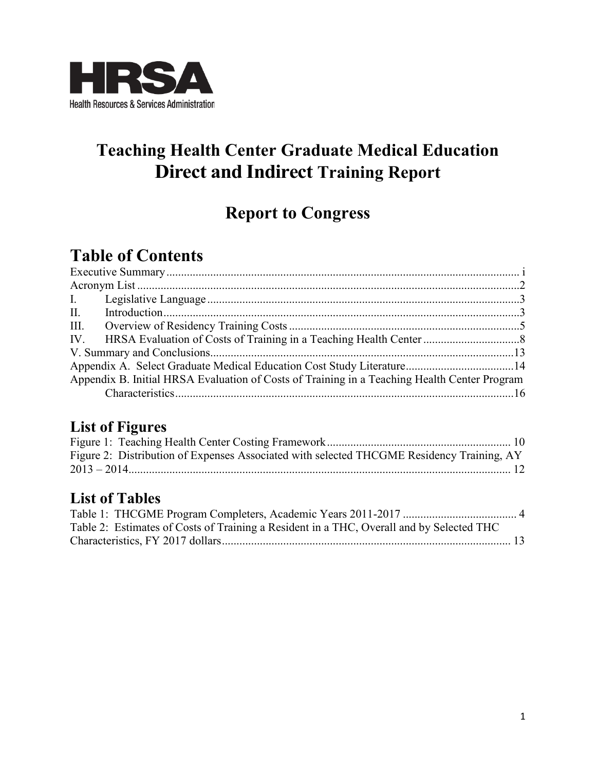HRSA
Health Resources & Services Administration

# Teaching Health Center Graduate Medical Education Direct and Indirect Training Report

## Report to Congress

## Table of Contents

Executive Summary ........................................ i
Acronym List ........................................ 2
I. Legislative Language ........................................ 3
II. Introduction ........................................ 3
III. Overview of Residency Training Costs ........................................ 5
IV. HRSA Evaluation of Costs of Training in a Teaching Health Center ........................................ 8
V. Summary and Conclusions ........................................ 13
Appendix A. Select Graduate Medical Education Cost Study Literature ........................................ 14
Appendix B. Initial HRSA Evaluation of Costs of Training in a Teaching Health Center Program Characteristics ........................................ 16

## List of Figures

Figure 1: Teaching Health Center Costing Framework ........................................ 10
Figure 2: Distribution of Expenses Associated with selected THCGME Residency Training, AY 2013 – 2014 ........................................ 12

## List of Tables

Table 1: THCGME Program Completers, Academic Years 2011-2017 ........................................ 4
Table 2: Estimates of Costs of Training a Resident in a THC, Overall and by Selected THC Characteristics, FY 2017 dollars ........................................ 13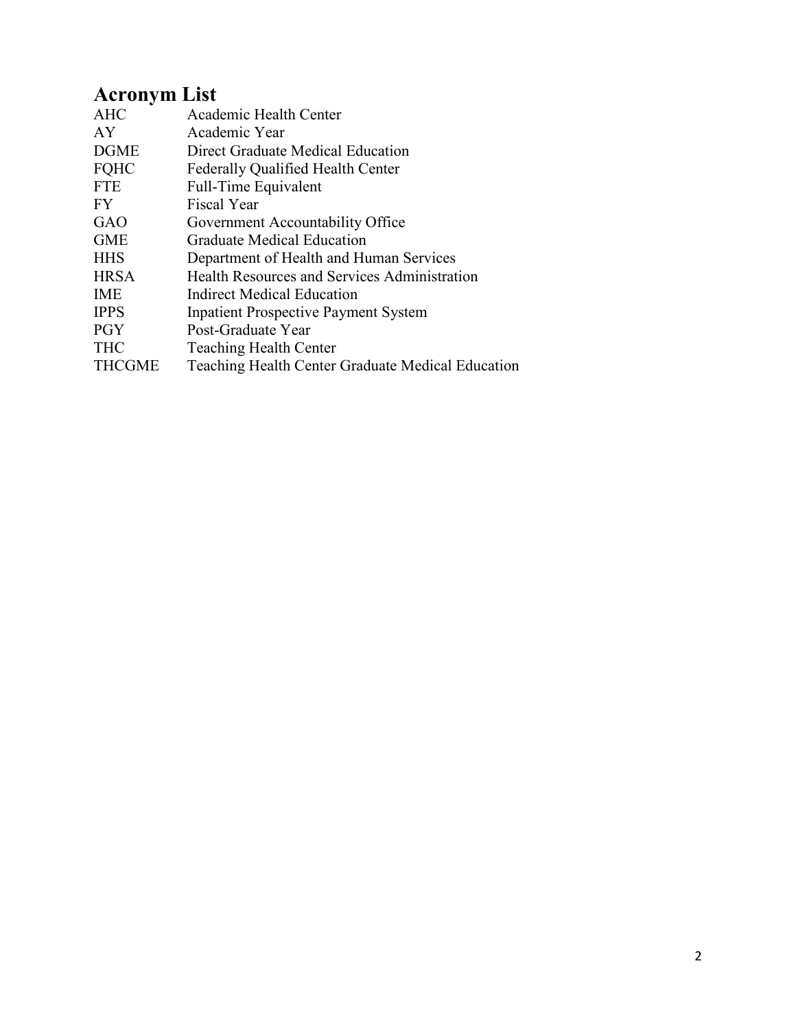# Acronym List

| | |
|---|---|
| AHC | Academic Health Center |
| AY | Academic Year |
| DGME | Direct Graduate Medical Education |
| FQHC | Federally Qualified Health Center |
| FTE | Full-Time Equivalent |
| FY | Fiscal Year |
| GAO | Government Accountability Office |
| GME | Graduate Medical Education |
| HHS | Department of Health and Human Services |
| HRSA | Health Resources and Services Administration |
| IME | Indirect Medical Education |
| IPPS | Inpatient Prospective Payment System |
| PGY | Post-Graduate Year |
| THC | Teaching Health Center |
| THCGME | Teaching Health Center Graduate Medical Education |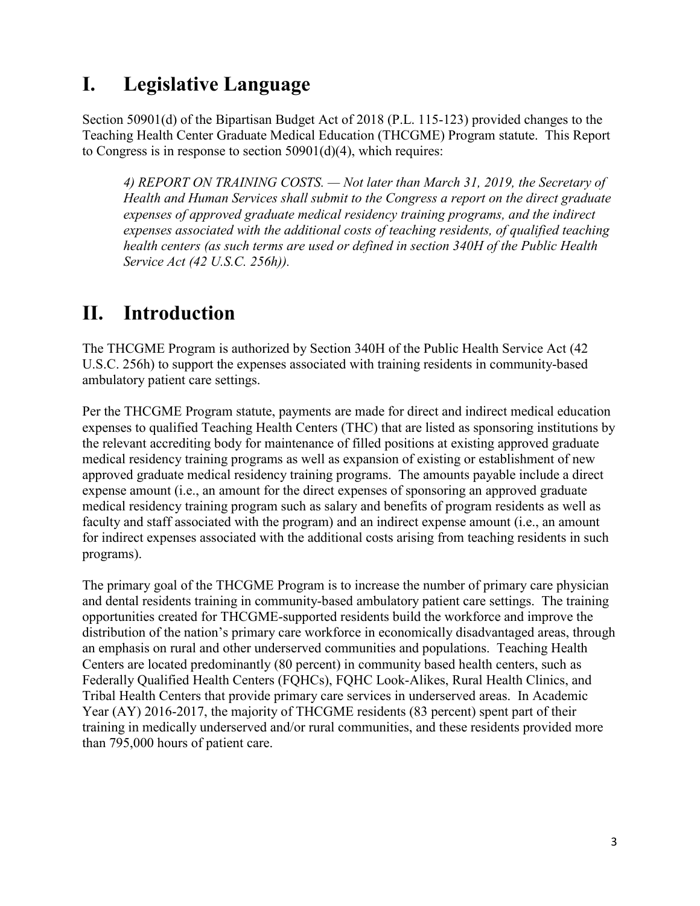# I. Legislative Language

Section 50901(d) of the Bipartisan Budget Act of 2018 (P.L. 115-123) provided changes to the Teaching Health Center Graduate Medical Education (THCGME) Program statute. This Report to Congress is in response to section 50901(d)(4), which requires:

*4) REPORT ON TRAINING COSTS. — Not later than March 31, 2019, the Secretary of Health and Human Services shall submit to the Congress a report on the direct graduate expenses of approved graduate medical residency training programs, and the indirect expenses associated with the additional costs of teaching residents, of qualified teaching health centers (as such terms are used or defined in section 340H of the Public Health Service Act (42 U.S.C. 256h)).*

# II. Introduction

The THCGME Program is authorized by Section 340H of the Public Health Service Act (42 U.S.C. 256h) to support the expenses associated with training residents in community-based ambulatory patient care settings.

Per the THCGME Program statute, payments are made for direct and indirect medical education expenses to qualified Teaching Health Centers (THC) that are listed as sponsoring institutions by the relevant accrediting body for maintenance of filled positions at existing approved graduate medical residency training programs as well as expansion of existing or establishment of new approved graduate medical residency training programs. The amounts payable include a direct expense amount (i.e., an amount for the direct expenses of sponsoring an approved graduate medical residency training program such as salary and benefits of program residents as well as faculty and staff associated with the program) and an indirect expense amount (i.e., an amount for indirect expenses associated with the additional costs arising from teaching residents in such programs).

The primary goal of the THCGME Program is to increase the number of primary care physician and dental residents training in community-based ambulatory patient care settings. The training opportunities created for THCGME-supported residents build the workforce and improve the distribution of the nation's primary care workforce in economically disadvantaged areas, through an emphasis on rural and other underserved communities and populations. Teaching Health Centers are located predominantly (80 percent) in community based health centers, such as Federally Qualified Health Centers (FQHCs), FQHC Look-Alikes, Rural Health Clinics, and Tribal Health Centers that provide primary care services in underserved areas. In Academic Year (AY) 2016-2017, the majority of THCGME residents (83 percent) spent part of their training in medically underserved and/or rural communities, and these residents provided more than 795,000 hours of patient care.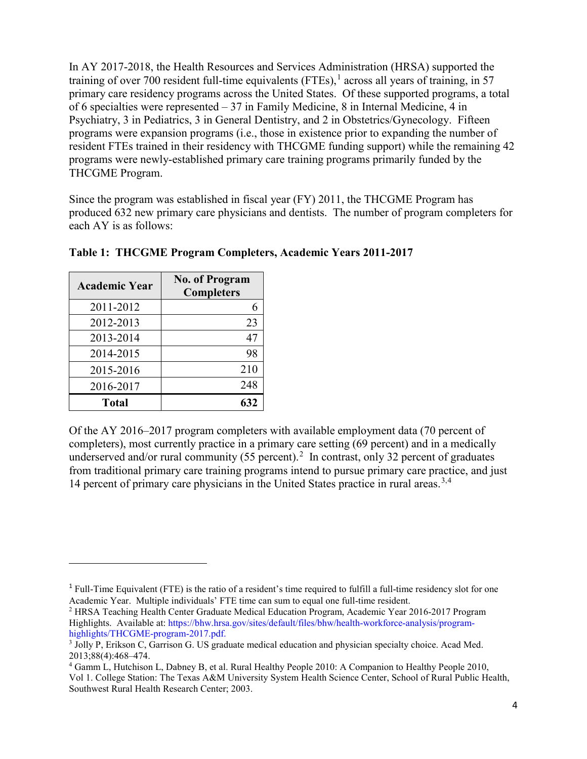In AY 2017-2018, the Health Resources and Services Administration (HRSA) supported the training of over 700 resident full-time equivalents (FTEs),[1] across all years of training, in 57 primary care residency programs across the United States. Of these supported programs, a total of 6 specialties were represented – 37 in Family Medicine, 8 in Internal Medicine, 4 in Psychiatry, 3 in Pediatrics, 3 in General Dentistry, and 2 in Obstetrics/Gynecology. Fifteen programs were expansion programs (i.e., those in existence prior to expanding the number of resident FTEs trained in their residency with THCGME funding support) while the remaining 42 programs were newly-established primary care training programs primarily funded by the THCGME Program.

Since the program was established in fiscal year (FY) 2011, the THCGME Program has produced 632 new primary care physicians and dentists. The number of program completers for each AY is as follows:

**Table 1: THCGME Program Completers, Academic Years 2011-2017**

| Academic Year | No. of Program Completers |
|---|---:|
| 2011-2012 | 6 |
| 2012-2013 | 23 |
| 2013-2014 | 47 |
| 2014-2015 | 98 |
| 2015-2016 | 210 |
| 2016-2017 | 248 |
| **Total** | **632** |

Of the AY 2016–2017 program completers with available employment data (70 percent of completers), most currently practice in a primary care setting (69 percent) and in a medically underserved and/or rural community (55 percent).[2] In contrast, only 32 percent of graduates from traditional primary care training programs intend to pursue primary care practice, and just 14 percent of primary care physicians in the United States practice in rural areas.[3,4]

---

[1] Full-Time Equivalent (FTE) is the ratio of a resident's time required to fulfill a full-time residency slot for one Academic Year. Multiple individuals' FTE time can sum to equal one full-time resident.

[2] HRSA Teaching Health Center Graduate Medical Education Program, Academic Year 2016-2017 Program Highlights. Available at: https://bhw.hrsa.gov/sites/default/files/bhw/health-workforce-analysis/program-highlights/THCGME-program-2017.pdf.

[3] Jolly P, Erikson C, Garrison G. US graduate medical education and physician specialty choice. Acad Med. 2013;88(4):468–474.

[4] Gamm L, Hutchison L, Dabney B, et al. Rural Healthy People 2010: A Companion to Healthy People 2010, Vol 1. College Station: The Texas A&M University System Health Science Center, School of Rural Public Health, Southwest Rural Health Research Center; 2003.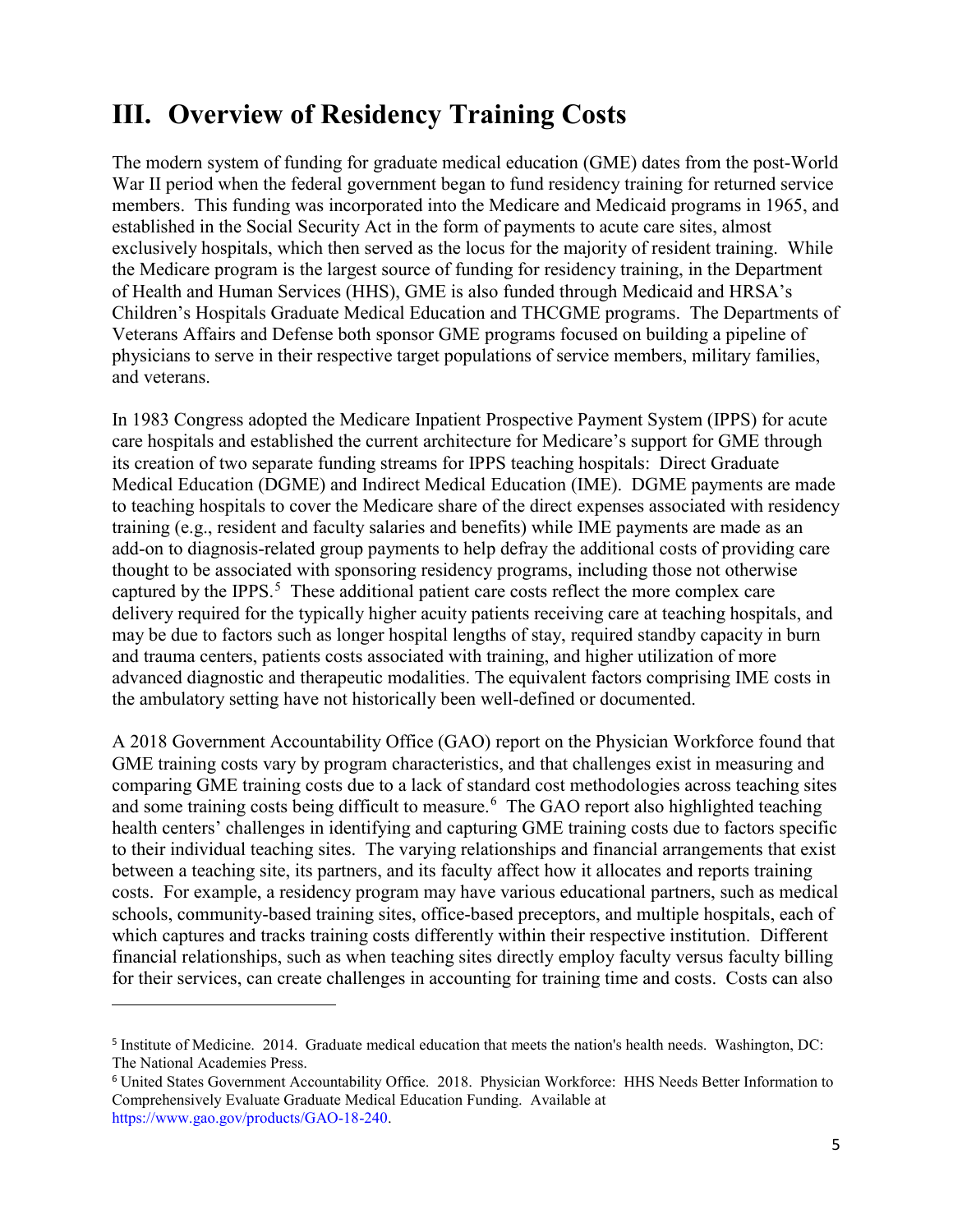# III. Overview of Residency Training Costs

The modern system of funding for graduate medical education (GME) dates from the post-World War II period when the federal government began to fund residency training for returned service members. This funding was incorporated into the Medicare and Medicaid programs in 1965, and established in the Social Security Act in the form of payments to acute care sites, almost exclusively hospitals, which then served as the locus for the majority of resident training. While the Medicare program is the largest source of funding for residency training, in the Department of Health and Human Services (HHS), GME is also funded through Medicaid and HRSA's Children's Hospitals Graduate Medical Education and THCGME programs. The Departments of Veterans Affairs and Defense both sponsor GME programs focused on building a pipeline of physicians to serve in their respective target populations of service members, military families, and veterans.

In 1983 Congress adopted the Medicare Inpatient Prospective Payment System (IPPS) for acute care hospitals and established the current architecture for Medicare's support for GME through its creation of two separate funding streams for IPPS teaching hospitals: Direct Graduate Medical Education (DGME) and Indirect Medical Education (IME). DGME payments are made to teaching hospitals to cover the Medicare share of the direct expenses associated with residency training (e.g., resident and faculty salaries and benefits) while IME payments are made as an add-on to diagnosis-related group payments to help defray the additional costs of providing care thought to be associated with sponsoring residency programs, including those not otherwise captured by the IPPS.[5] These additional patient care costs reflect the more complex care delivery required for the typically higher acuity patients receiving care at teaching hospitals, and may be due to factors such as longer hospital lengths of stay, required standby capacity in burn and trauma centers, patients costs associated with training, and higher utilization of more advanced diagnostic and therapeutic modalities. The equivalent factors comprising IME costs in the ambulatory setting have not historically been well-defined or documented.

A 2018 Government Accountability Office (GAO) report on the Physician Workforce found that GME training costs vary by program characteristics, and that challenges exist in measuring and comparing GME training costs due to a lack of standard cost methodologies across teaching sites and some training costs being difficult to measure.[6] The GAO report also highlighted teaching health centers' challenges in identifying and capturing GME training costs due to factors specific to their individual teaching sites. The varying relationships and financial arrangements that exist between a teaching site, its partners, and its faculty affect how it allocates and reports training costs. For example, a residency program may have various educational partners, such as medical schools, community-based training sites, office-based preceptors, and multiple hospitals, each of which captures and tracks training costs differently within their respective institution. Different financial relationships, such as when teaching sites directly employ faculty versus faculty billing for their services, can create challenges in accounting for training time and costs. Costs can also

---

[5] Institute of Medicine. 2014. Graduate medical education that meets the nation's health needs. Washington, DC: The National Academies Press.

[6] United States Government Accountability Office. 2018. Physician Workforce: HHS Needs Better Information to Comprehensively Evaluate Graduate Medical Education Funding. Available at https://www.gao.gov/products/GAO-18-240.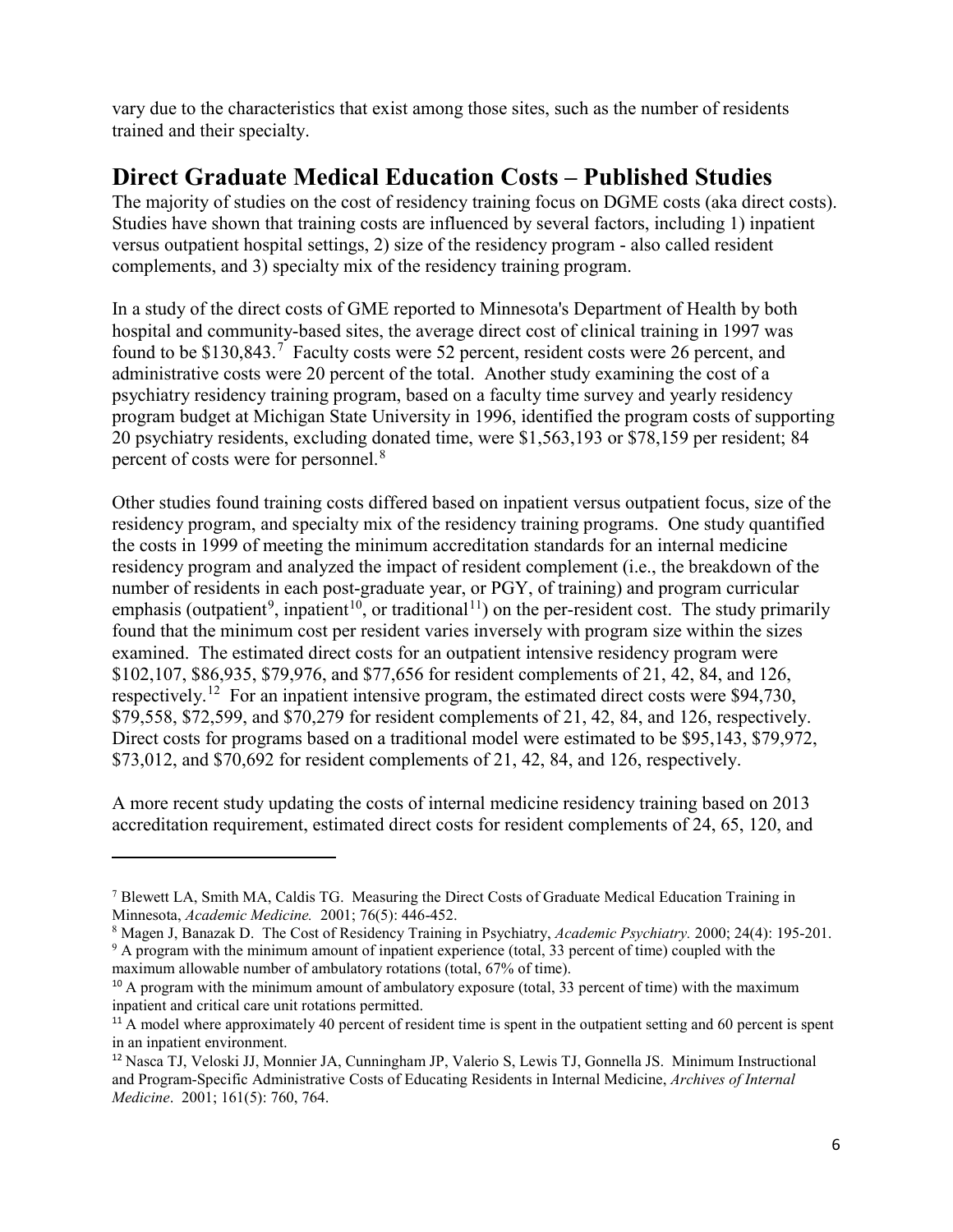vary due to the characteristics that exist among those sites, such as the number of residents trained and their specialty.

## Direct Graduate Medical Education Costs – Published Studies

The majority of studies on the cost of residency training focus on DGME costs (aka direct costs). Studies have shown that training costs are influenced by several factors, including 1) inpatient versus outpatient hospital settings, 2) size of the residency program - also called resident complements, and 3) specialty mix of the residency training program.

In a study of the direct costs of GME reported to Minnesota's Department of Health by both hospital and community-based sites, the average direct cost of clinical training in 1997 was found to be $130,843.[7] Faculty costs were 52 percent, resident costs were 26 percent, and administrative costs were 20 percent of the total. Another study examining the cost of a psychiatry residency training program, based on a faculty time survey and yearly residency program budget at Michigan State University in 1996, identified the program costs of supporting 20 psychiatry residents, excluding donated time, were $1,563,193 or $78,159 per resident; 84 percent of costs were for personnel.[8]

Other studies found training costs differed based on inpatient versus outpatient focus, size of the residency program, and specialty mix of the residency training programs. One study quantified the costs in 1999 of meeting the minimum accreditation standards for an internal medicine residency program and analyzed the impact of resident complement (i.e., the breakdown of the number of residents in each post-graduate year, or PGY, of training) and program curricular emphasis (outpatient[9], inpatient[10], or traditional[11]) on the per-resident cost. The study primarily found that the minimum cost per resident varies inversely with program size within the sizes examined. The estimated direct costs for an outpatient intensive residency program were $102,107, $86,935, $79,976, and $77,656 for resident complements of 21, 42, 84, and 126, respectively.[12] For an inpatient intensive program, the estimated direct costs were $94,730, $79,558, $72,599, and $70,279 for resident complements of 21, 42, 84, and 126, respectively. Direct costs for programs based on a traditional model were estimated to be $95,143, $79,972, $73,012, and $70,692 for resident complements of 21, 42, 84, and 126, respectively.

A more recent study updating the costs of internal medicine residency training based on 2013 accreditation requirement, estimated direct costs for resident complements of 24, 65, 120, and

---

[7] Blewett LA, Smith MA, Caldis TG. Measuring the Direct Costs of Graduate Medical Education Training in Minnesota, *Academic Medicine.* 2001; 76(5): 446-452.

[8] Magen J, Banazak D. The Cost of Residency Training in Psychiatry, *Academic Psychiatry.* 2000; 24(4): 195-201.

[9] A program with the minimum amount of inpatient experience (total, 33 percent of time) coupled with the maximum allowable number of ambulatory rotations (total, 67% of time).

[10] A program with the minimum amount of ambulatory exposure (total, 33 percent of time) with the maximum inpatient and critical care unit rotations permitted.

[11] A model where approximately 40 percent of resident time is spent in the outpatient setting and 60 percent is spent in an inpatient environment.

[12] Nasca TJ, Veloski JJ, Monnier JA, Cunningham JP, Valerio S, Lewis TJ, Gonnella JS. Minimum Instructional and Program-Specific Administrative Costs of Educating Residents in Internal Medicine, *Archives of Internal Medicine*. 2001; 161(5): 760, 764.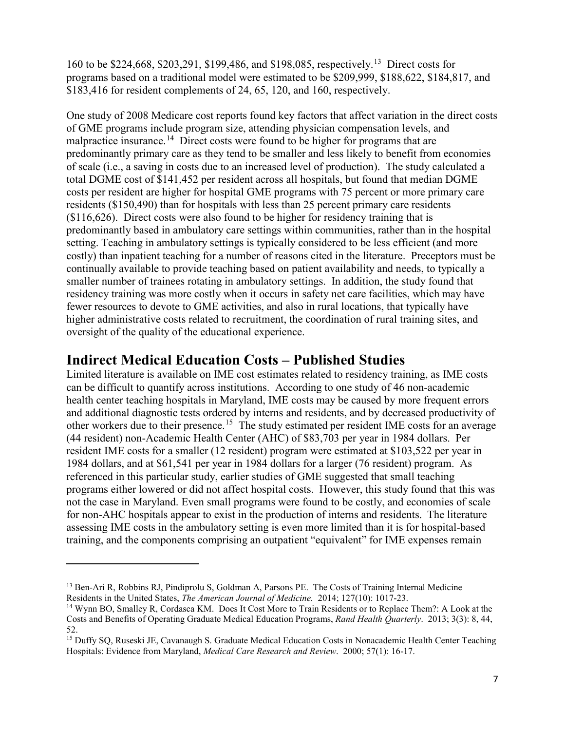160 to be $224,668, $203,291, $199,486, and $198,085, respectively.[13] Direct costs for programs based on a traditional model were estimated to be $209,999, $188,622, $184,817, and $183,416 for resident complements of 24, 65, 120, and 160, respectively.

One study of 2008 Medicare cost reports found key factors that affect variation in the direct costs of GME programs include program size, attending physician compensation levels, and malpractice insurance.[14] Direct costs were found to be higher for programs that are predominantly primary care as they tend to be smaller and less likely to benefit from economies of scale (i.e., a saving in costs due to an increased level of production). The study calculated a total DGME cost of $141,452 per resident across all hospitals, but found that median DGME costs per resident are higher for hospital GME programs with 75 percent or more primary care residents ($150,490) than for hospitals with less than 25 percent primary care residents ($116,626). Direct costs were also found to be higher for residency training that is predominantly based in ambulatory care settings within communities, rather than in the hospital setting. Teaching in ambulatory settings is typically considered to be less efficient (and more costly) than inpatient teaching for a number of reasons cited in the literature. Preceptors must be continually available to provide teaching based on patient availability and needs, to typically a smaller number of trainees rotating in ambulatory settings. In addition, the study found that residency training was more costly when it occurs in safety net care facilities, which may have fewer resources to devote to GME activities, and also in rural locations, that typically have higher administrative costs related to recruitment, the coordination of rural training sites, and oversight of the quality of the educational experience.

## Indirect Medical Education Costs – Published Studies

Limited literature is available on IME cost estimates related to residency training, as IME costs can be difficult to quantify across institutions. According to one study of 46 non-academic health center teaching hospitals in Maryland, IME costs may be caused by more frequent errors and additional diagnostic tests ordered by interns and residents, and by decreased productivity of other workers due to their presence.[15] The study estimated per resident IME costs for an average (44 resident) non-Academic Health Center (AHC) of $83,703 per year in 1984 dollars. Per resident IME costs for a smaller (12 resident) program were estimated at $103,522 per year in 1984 dollars, and at $61,541 per year in 1984 dollars for a larger (76 resident) program. As referenced in this particular study, earlier studies of GME suggested that small teaching programs either lowered or did not affect hospital costs. However, this study found that this was not the case in Maryland. Even small programs were found to be costly, and economies of scale for non-AHC hospitals appear to exist in the production of interns and residents. The literature assessing IME costs in the ambulatory setting is even more limited than it is for hospital-based training, and the components comprising an outpatient "equivalent" for IME expenses remain

---

[13] Ben-Ari R, Robbins RJ, Pindiprolu S, Goldman A, Parsons PE. The Costs of Training Internal Medicine Residents in the United States, *The American Journal of Medicine.* 2014; 127(10): 1017-23.

[14] Wynn BO, Smalley R, Cordasca KM. Does It Cost More to Train Residents or to Replace Them?: A Look at the Costs and Benefits of Operating Graduate Medical Education Programs, *Rand Health Quarterly*. 2013; 3(3): 8, 44, 52.

[15] Duffy SQ, Ruseski JE, Cavanaugh S. Graduate Medical Education Costs in Nonacademic Health Center Teaching Hospitals: Evidence from Maryland, *Medical Care Research and Review.* 2000; 57(1): 16-17.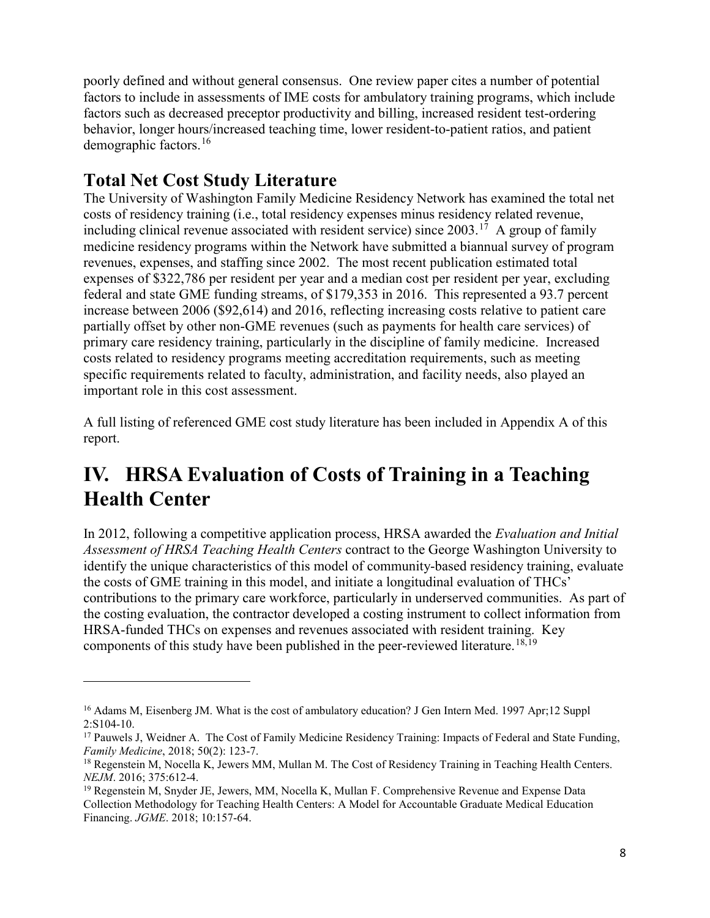poorly defined and without general consensus. One review paper cites a number of potential factors to include in assessments of IME costs for ambulatory training programs, which include factors such as decreased preceptor productivity and billing, increased resident test-ordering behavior, longer hours/increased teaching time, lower resident-to-patient ratios, and patient demographic factors.[16]

## Total Net Cost Study Literature

The University of Washington Family Medicine Residency Network has examined the total net costs of residency training (i.e., total residency expenses minus residency related revenue, including clinical revenue associated with resident service) since 2003.[17] A group of family medicine residency programs within the Network have submitted a biannual survey of program revenues, expenses, and staffing since 2002. The most recent publication estimated total expenses of $322,786 per resident per year and a median cost per resident per year, excluding federal and state GME funding streams, of $179,353 in 2016. This represented a 93.7 percent increase between 2006 ($92,614) and 2016, reflecting increasing costs relative to patient care partially offset by other non-GME revenues (such as payments for health care services) of primary care residency training, particularly in the discipline of family medicine. Increased costs related to residency programs meeting accreditation requirements, such as meeting specific requirements related to faculty, administration, and facility needs, also played an important role in this cost assessment.

A full listing of referenced GME cost study literature has been included in Appendix A of this report.

# IV. HRSA Evaluation of Costs of Training in a Teaching Health Center

In 2012, following a competitive application process, HRSA awarded the *Evaluation and Initial Assessment of HRSA Teaching Health Centers* contract to the George Washington University to identify the unique characteristics of this model of community-based residency training, evaluate the costs of GME training in this model, and initiate a longitudinal evaluation of THCs' contributions to the primary care workforce, particularly in underserved communities. As part of the costing evaluation, the contractor developed a costing instrument to collect information from HRSA-funded THCs on expenses and revenues associated with resident training. Key components of this study have been published in the peer-reviewed literature.[18,19]

---

[16] Adams M, Eisenberg JM. What is the cost of ambulatory education? J Gen Intern Med. 1997 Apr;12 Suppl 2:S104-10.

[17] Pauwels J, Weidner A. The Cost of Family Medicine Residency Training: Impacts of Federal and State Funding, *Family Medicine*, 2018; 50(2): 123-7.

[18] Regenstein M, Nocella K, Jewers MM, Mullan M. The Cost of Residency Training in Teaching Health Centers. *NEJM*. 2016; 375:612-4.

[19] Regenstein M, Snyder JE, Jewers, MM, Nocella K, Mullan F. Comprehensive Revenue and Expense Data Collection Methodology for Teaching Health Centers: A Model for Accountable Graduate Medical Education Financing. *JGME*. 2018; 10:157-64.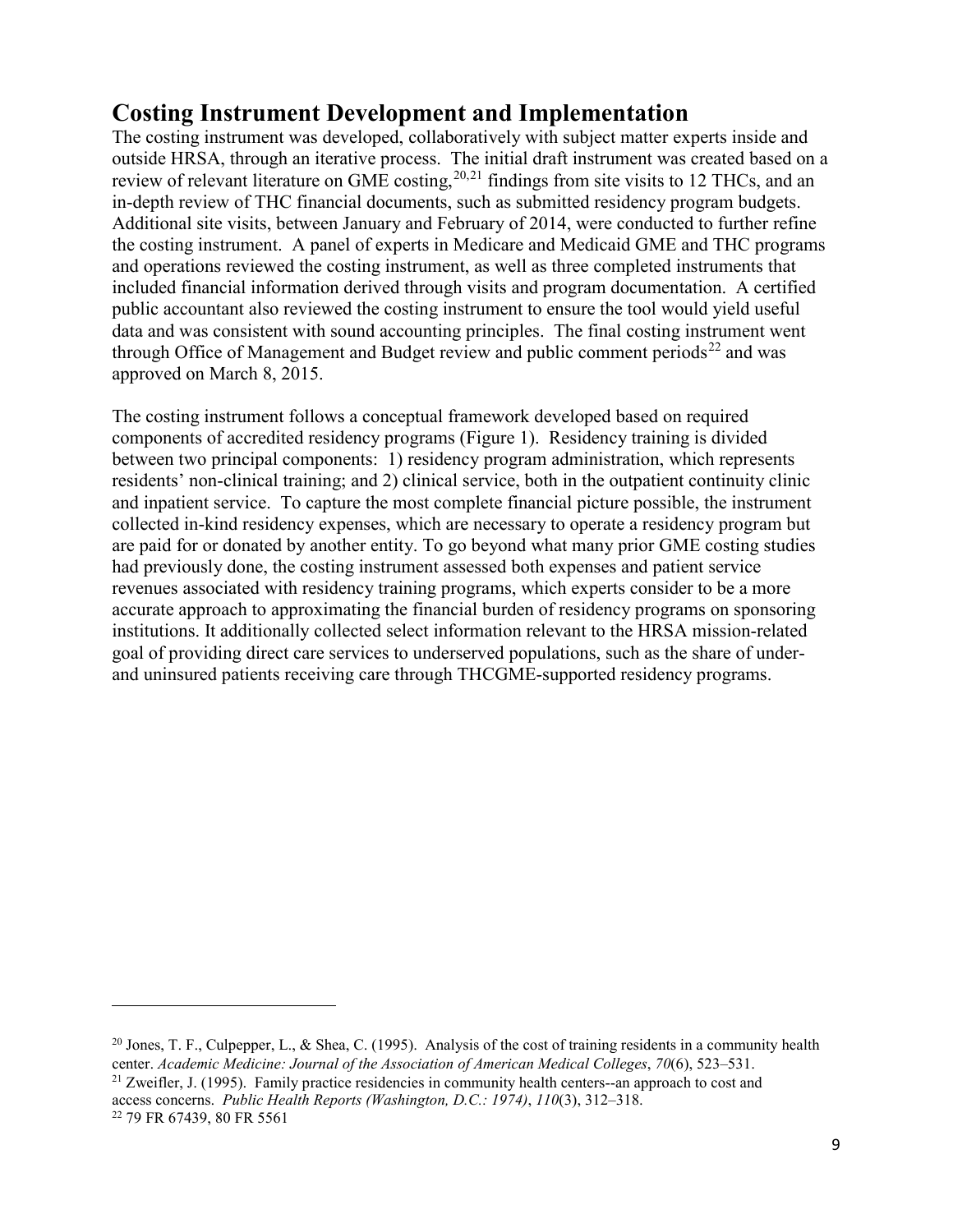## Costing Instrument Development and Implementation

The costing instrument was developed, collaboratively with subject matter experts inside and outside HRSA, through an iterative process. The initial draft instrument was created based on a review of relevant literature on GME costing,[20,21] findings from site visits to 12 THCs, and an in-depth review of THC financial documents, such as submitted residency program budgets. Additional site visits, between January and February of 2014, were conducted to further refine the costing instrument. A panel of experts in Medicare and Medicaid GME and THC programs and operations reviewed the costing instrument, as well as three completed instruments that included financial information derived through visits and program documentation. A certified public accountant also reviewed the costing instrument to ensure the tool would yield useful data and was consistent with sound accounting principles. The final costing instrument went through Office of Management and Budget review and public comment periods[22] and was approved on March 8, 2015.

The costing instrument follows a conceptual framework developed based on required components of accredited residency programs (Figure 1). Residency training is divided between two principal components: 1) residency program administration, which represents residents' non-clinical training; and 2) clinical service, both in the outpatient continuity clinic and inpatient service. To capture the most complete financial picture possible, the instrument collected in-kind residency expenses, which are necessary to operate a residency program but are paid for or donated by another entity. To go beyond what many prior GME costing studies had previously done, the costing instrument assessed both expenses and patient service revenues associated with residency training programs, which experts consider to be a more accurate approach to approximating the financial burden of residency programs on sponsoring institutions. It additionally collected select information relevant to the HRSA mission-related goal of providing direct care services to underserved populations, such as the share of under- and uninsured patients receiving care through THCGME-supported residency programs.

---

[20] Jones, T. F., Culpepper, L., & Shea, C. (1995). Analysis of the cost of training residents in a community health center. *Academic Medicine: Journal of the Association of American Medical Colleges*, *70*(6), 523–531.

[21] Zweifler, J. (1995). Family practice residencies in community health centers--an approach to cost and access concerns. *Public Health Reports (Washington, D.C.: 1974)*, *110*(3), 312–318.

[22] 79 FR 67439, 80 FR 5561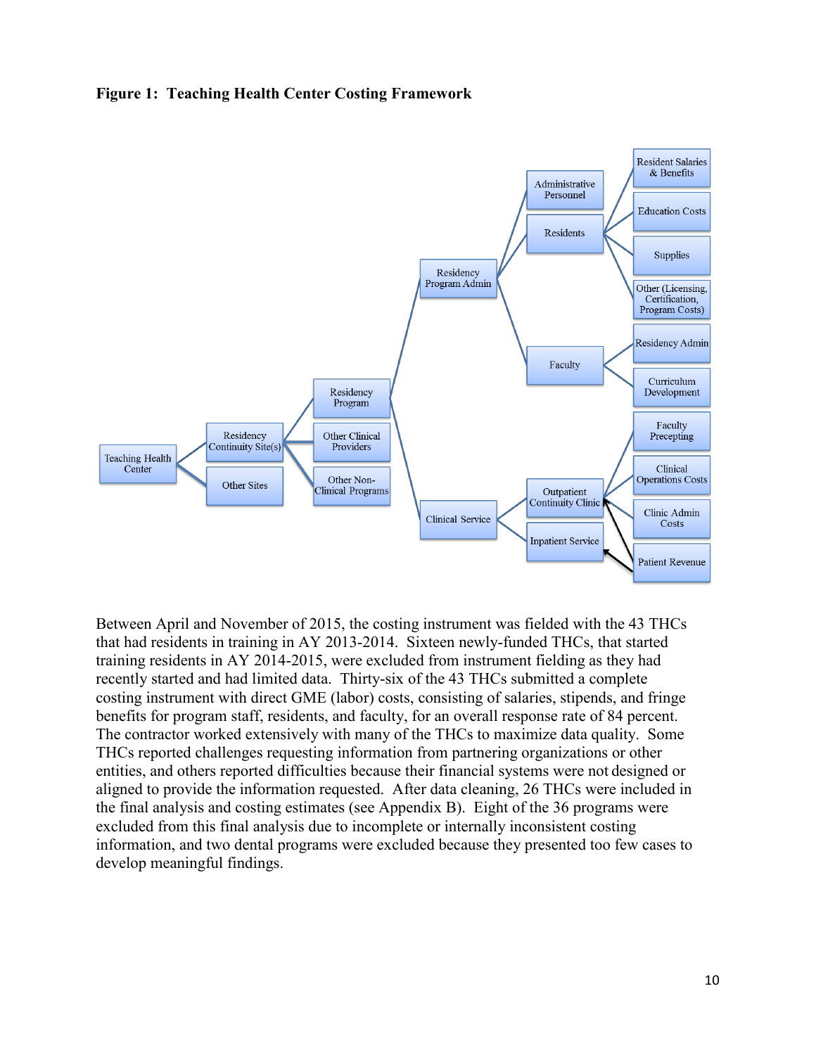**Figure 1: Teaching Health Center Costing Framework**

Between April and November of 2015, the costing instrument was fielded with the 43 THCs that had residents in training in AY 2013-2014. Sixteen newly-funded THCs, that started training residents in AY 2014-2015, were excluded from instrument fielding as they had recently started and had limited data. Thirty-six of the 43 THCs submitted a complete costing instrument with direct GME (labor) costs, consisting of salaries, stipends, and fringe benefits for program staff, residents, and faculty, for an overall response rate of 84 percent. The contractor worked extensively with many of the THCs to maximize data quality. Some THCs reported challenges requesting information from partnering organizations or other entities, and others reported difficulties because their financial systems were not designed or aligned to provide the information requested. After data cleaning, 26 THCs were included in the final analysis and costing estimates (see Appendix B). Eight of the 36 programs were excluded from this final analysis due to incomplete or internally inconsistent costing information, and two dental programs were excluded because they presented too few cases to develop meaningful findings.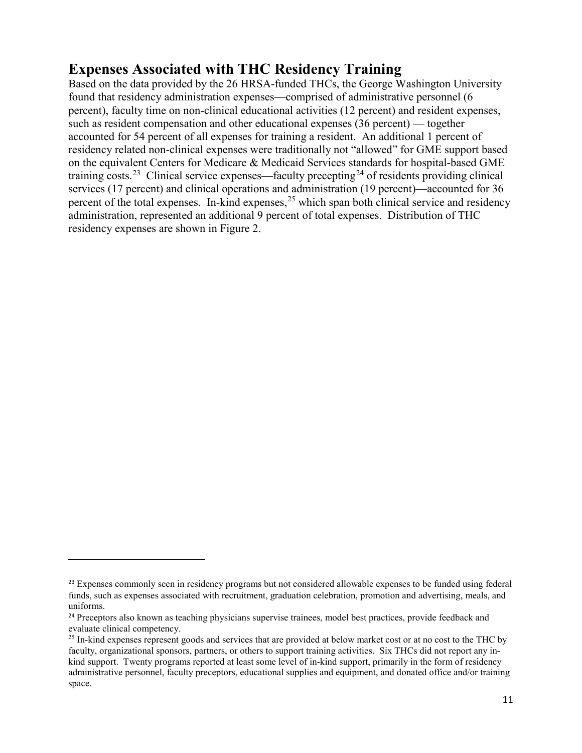## Expenses Associated with THC Residency Training

Based on the data provided by the 26 HRSA-funded THCs, the George Washington University found that residency administration expenses—comprised of administrative personnel (6 percent), faculty time on non-clinical educational activities (12 percent) and resident expenses, such as resident compensation and other educational expenses (36 percent) — together accounted for 54 percent of all expenses for training a resident. An additional 1 percent of residency related non-clinical expenses were traditionally not "allowed" for GME support based on the equivalent Centers for Medicare & Medicaid Services standards for hospital-based GME training costs.[23] Clinical service expenses—faculty precepting[24] of residents providing clinical services (17 percent) and clinical operations and administration (19 percent)—accounted for 36 percent of the total expenses. In-kind expenses,[25] which span both clinical service and residency administration, represented an additional 9 percent of total expenses. Distribution of THC residency expenses are shown in Figure 2.

---

[23] Expenses commonly seen in residency programs but not considered allowable expenses to be funded using federal funds, such as expenses associated with recruitment, graduation celebration, promotion and advertising, meals, and uniforms.

[24] Preceptors also known as teaching physicians supervise trainees, model best practices, provide feedback and evaluate clinical competency.

[25] In-kind expenses represent goods and services that are provided at below market cost or at no cost to the THC by faculty, organizational sponsors, partners, or others to support training activities. Six THCs did not report any in-kind support. Twenty programs reported at least some level of in-kind support, primarily in the form of residency administrative personnel, faculty preceptors, educational supplies and equipment, and donated office and/or training space.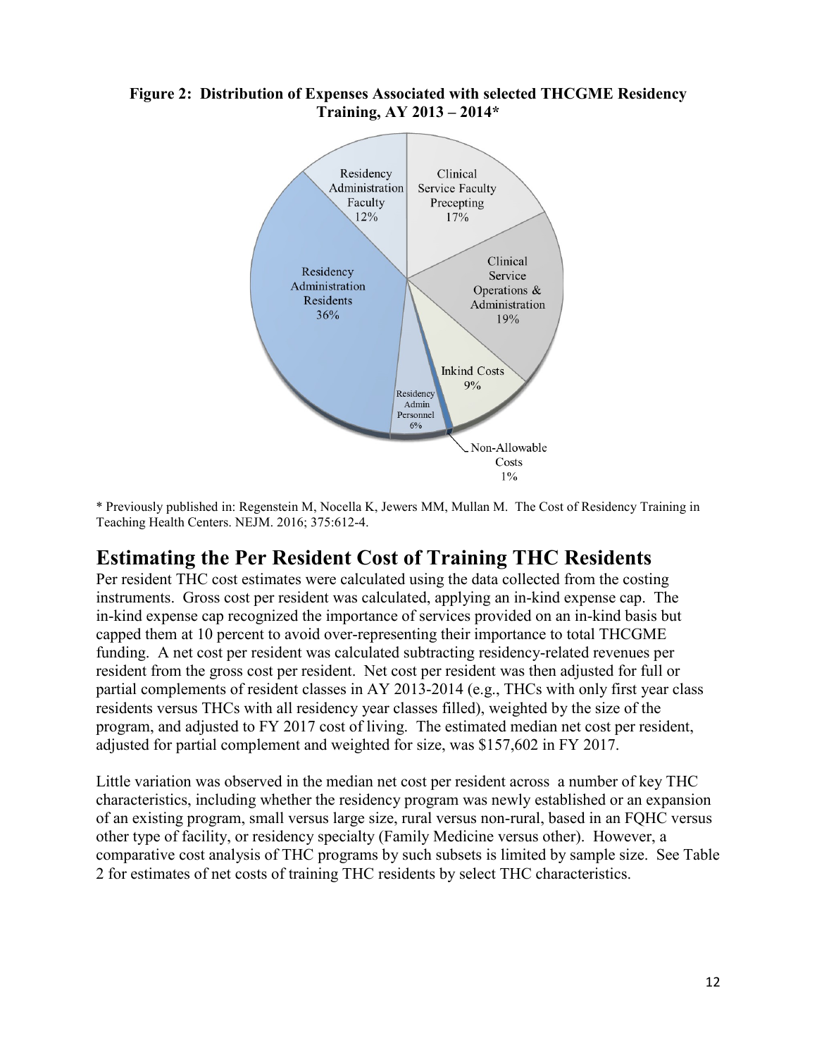**Figure 2: Distribution of Expenses Associated with selected THCGME Residency Training, AY 2013 – 2014***

Residency Administration Faculty 12%

Clinical Service Faculty Precepting 17%

Clinical Service Operations & Administration 19%

Inkind Costs 9%

Non-Allowable Costs 1%

Residency Admin Personnel 6%

Residency Administration Residents 36%

* Previously published in: Regenstein M, Nocella K, Jewers MM, Mullan M. The Cost of Residency Training in Teaching Health Centers. NEJM. 2016; 375:612-4.

## Estimating the Per Resident Cost of Training THC Residents

Per resident THC cost estimates were calculated using the data collected from the costing instruments. Gross cost per resident was calculated, applying an in-kind expense cap. The in-kind expense cap recognized the importance of services provided on an in-kind basis but capped them at 10 percent to avoid over-representing their importance to total THCGME funding. A net cost per resident was calculated subtracting residency-related revenues per resident from the gross cost per resident. Net cost per resident was then adjusted for full or partial complements of resident classes in AY 2013-2014 (e.g., THCs with only first year class residents versus THCs with all residency year classes filled), weighted by the size of the program, and adjusted to FY 2017 cost of living. The estimated median net cost per resident, adjusted for partial complement and weighted for size, was $157,602 in FY 2017.

Little variation was observed in the median net cost per resident across a number of key THC characteristics, including whether the residency program was newly established or an expansion of an existing program, small versus large size, rural versus non-rural, based in an FQHC versus other type of facility, or residency specialty (Family Medicine versus other). However, a comparative cost analysis of THC programs by such subsets is limited by sample size. See Table 2 for estimates of net costs of training THC residents by select THC characteristics.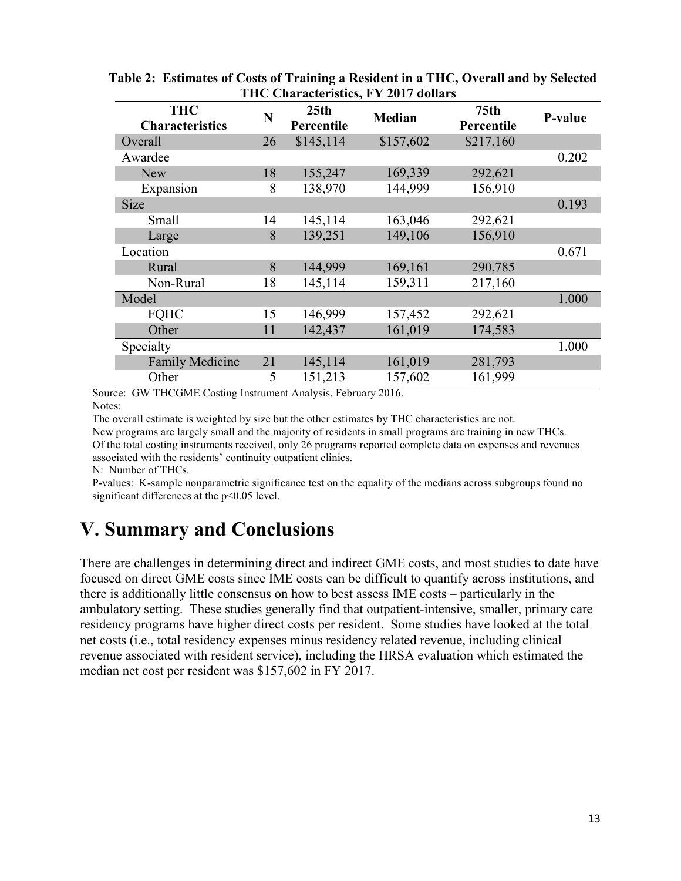**Table 2: Estimates of Costs of Training a Resident in a THC, Overall and by Selected THC Characteristics, FY 2017 dollars**

| THC Characteristics | N | 25th Percentile | Median | 75th Percentile | P-value |
|---|---|---|---|---|---|
| Overall | 26 | $145,114 | $157,602 | $217,160 | |
| Awardee | | | | | 0.202 |
| New | 18 | 155,247 | 169,339 | 292,621 | |
| Expansion | 8 | 138,970 | 144,999 | 156,910 | |
| Size | | | | | 0.193 |
| Small | 14 | 145,114 | 163,046 | 292,621 | |
| Large | 8 | 139,251 | 149,106 | 156,910 | |
| Location | | | | | 0.671 |
| Rural | 8 | 144,999 | 169,161 | 290,785 | |
| Non-Rural | 18 | 145,114 | 159,311 | 217,160 | |
| Model | | | | | 1.000 |
| FQHC | 15 | 146,999 | 157,452 | 292,621 | |
| Other | 11 | 142,437 | 161,019 | 174,583 | |
| Specialty | | | | | 1.000 |
| Family Medicine | 21 | 145,114 | 161,019 | 281,793 | |
| Other | 5 | 151,213 | 157,602 | 161,999 | |

Source: GW THCGME Costing Instrument Analysis, February 2016.
Notes:
The overall estimate is weighted by size but the other estimates by THC characteristics are not.
New programs are largely small and the majority of residents in small programs are training in new THCs.
Of the total costing instruments received, only 26 programs reported complete data on expenses and revenues associated with the residents' continuity outpatient clinics.
N: Number of THCs.
P-values: K-sample nonparametric significance test on the equality of the medians across subgroups found no significant differences at the $p<0.05$ level.

# V. Summary and Conclusions

There are challenges in determining direct and indirect GME costs, and most studies to date have focused on direct GME costs since IME costs can be difficult to quantify across institutions, and there is additionally little consensus on how to best assess IME costs – particularly in the ambulatory setting. These studies generally find that outpatient-intensive, smaller, primary care residency programs have higher direct costs per resident. Some studies have looked at the total net costs (i.e., total residency expenses minus residency related revenue, including clinical revenue associated with resident service), including the HRSA evaluation which estimated the median net cost per resident was $157,602 in FY 2017.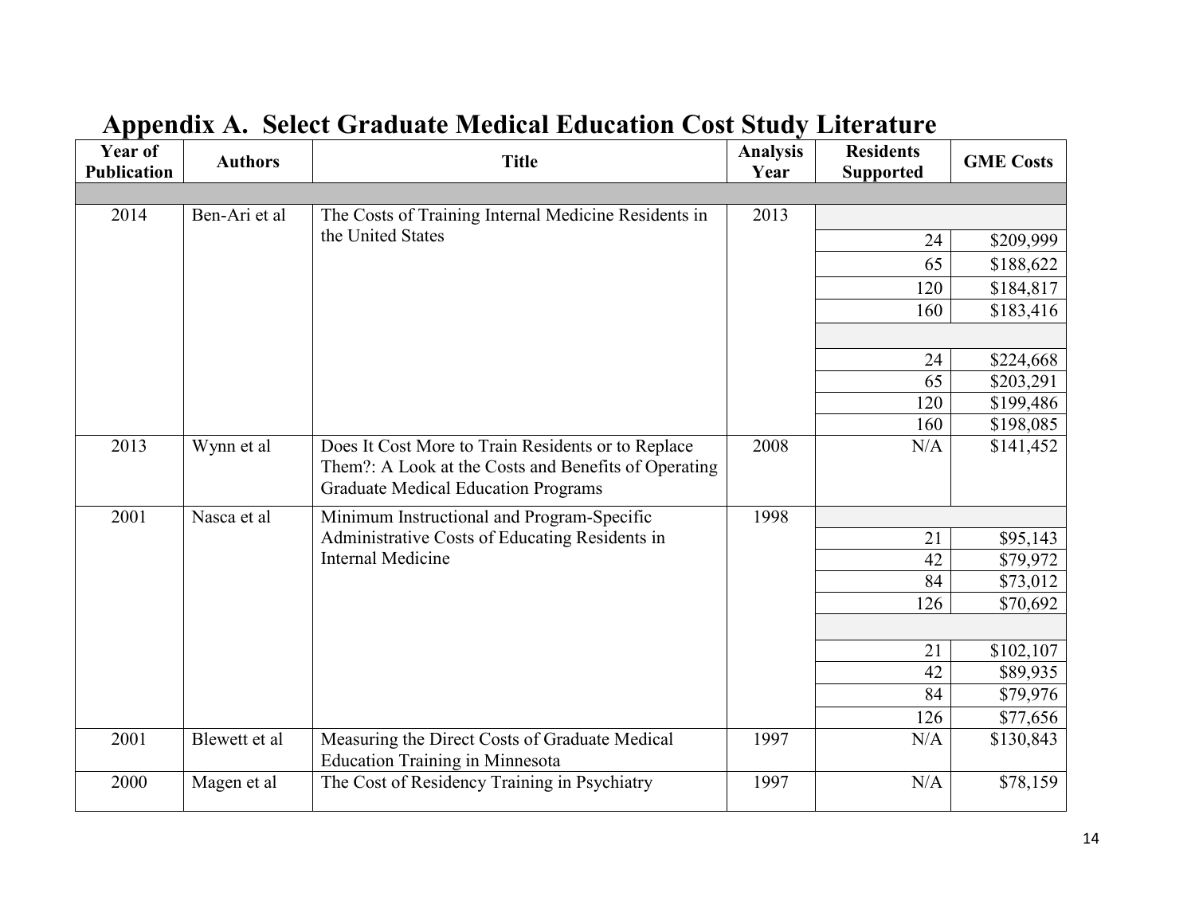# Appendix A. Select Graduate Medical Education Cost Study Literature

| Year of Publication | Authors | Title | Analysis Year | Residents Supported | GME Costs |
|---|---|---|---|---|---|
| | | | | | |
| 2014 | Ben-Ari et al | The Costs of Training Internal Medicine Residents in the United States | 2013 | | |
| | | | | 24 | $209,999 |
| | | | | 65 | $188,622 |
| | | | | 120 | $184,817 |
| | | | | 160 | $183,416 |
| | | | | | |
| | | | | 24 | $224,668 |
| | | | | 65 | $203,291 |
| | | | | 120 | $199,486 |
| | | | | 160 | $198,085 |
| 2013 | Wynn et al | Does It Cost More to Train Residents or to Replace Them?: A Look at the Costs and Benefits of Operating Graduate Medical Education Programs | 2008 | N/A | $141,452 |
| 2001 | Nasca et al | Minimum Instructional and Program-Specific Administrative Costs of Educating Residents in Internal Medicine | 1998 | | |
| | | | | 21 | $95,143 |
| | | | | 42 | $79,972 |
| | | | | 84 | $73,012 |
| | | | | 126 | $70,692 |
| | | | | | |
| | | | | 21 | $102,107 |
| | | | | 42 | $89,935 |
| | | | | 84 | $79,976 |
| | | | | 126 | $77,656 |
| 2001 | Blewett et al | Measuring the Direct Costs of Graduate Medical Education Training in Minnesota | 1997 | N/A | $130,843 |
| 2000 | Magen et al | The Cost of Residency Training in Psychiatry | 1997 | N/A | $78,159 |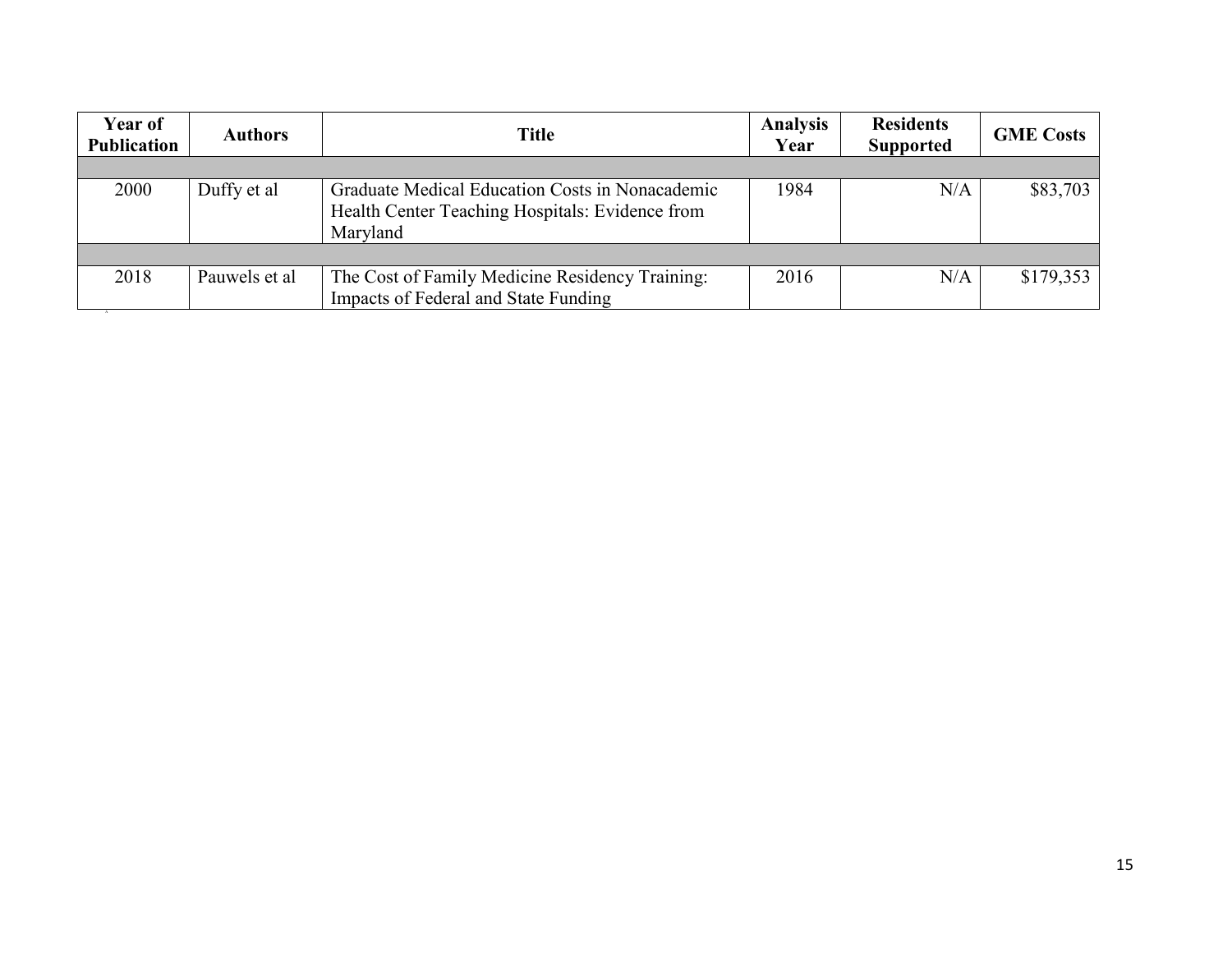| Year of Publication | Authors | Title | Analysis Year | Residents Supported | GME Costs |
|---|---|---|---|---|---|
| | | | | | |
| 2000 | Duffy et al | Graduate Medical Education Costs in Nonacademic Health Center Teaching Hospitals: Evidence from Maryland | 1984 | N/A | $83,703 |
| | | | | | |
| 2018 | Pauwels et al | The Cost of Family Medicine Residency Training: Impacts of Federal and State Funding | 2016 | N/A | $179,353 |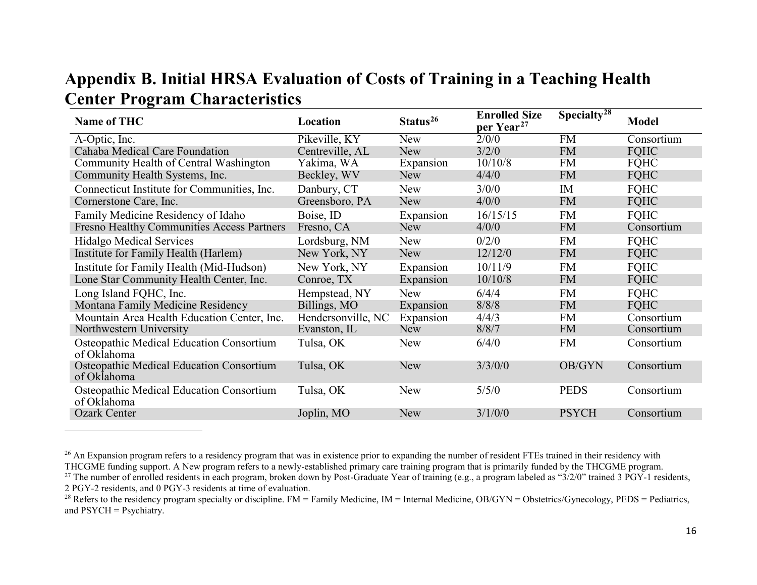## Appendix B. Initial HRSA Evaluation of Costs of Training in a Teaching Health Center Program Characteristics

| Name of THC | Location | Status[26] | Enrolled Size per Year[27] | Specialty[28] | Model |
|---|---|---|---|---|---|
| A-Optic, Inc. | Pikeville, KY | New | 2/0/0 | FM | Consortium |
| Cahaba Medical Care Foundation | Centreville, AL | New | 3/2/0 | FM | FQHC |
| Community Health of Central Washington | Yakima, WA | Expansion | 10/10/8 | FM | FQHC |
| Community Health Systems, Inc. | Beckley, WV | New | 4/4/0 | FM | FQHC |
| Connecticut Institute for Communities, Inc. | Danbury, CT | New | 3/0/0 | IM | FQHC |
| Cornerstone Care, Inc. | Greensboro, PA | New | 4/0/0 | FM | FQHC |
| Family Medicine Residency of Idaho | Boise, ID | Expansion | 16/15/15 | FM | FQHC |
| Fresno Healthy Communities Access Partners | Fresno, CA | New | 4/0/0 | FM | Consortium |
| Hidalgo Medical Services | Lordsburg, NM | New | 0/2/0 | FM | FQHC |
| Institute for Family Health (Harlem) | New York, NY | New | 12/12/0 | FM | FQHC |
| Institute for Family Health (Mid-Hudson) | New York, NY | Expansion | 10/11/9 | FM | FQHC |
| Lone Star Community Health Center, Inc. | Conroe, TX | Expansion | 10/10/8 | FM | FQHC |
| Long Island FQHC, Inc. | Hempstead, NY | New | 6/4/4 | FM | FQHC |
| Montana Family Medicine Residency | Billings, MO | Expansion | 8/8/8 | FM | FQHC |
| Mountain Area Health Education Center, Inc. | Hendersonville, NC | Expansion | 4/4/3 | FM | Consortium |
| Northwestern University | Evanston, IL | New | 8/8/7 | FM | Consortium |
| Osteopathic Medical Education Consortium of Oklahoma | Tulsa, OK | New | 6/4/0 | FM | Consortium |
| Osteopathic Medical Education Consortium of Oklahoma | Tulsa, OK | New | 3/3/0/0 | OB/GYN | Consortium |
| Osteopathic Medical Education Consortium of Oklahoma | Tulsa, OK | New | 5/5/0 | PEDS | Consortium |
| Ozark Center | Joplin, MO | New | 3/1/0/0 | PSYCH | Consortium |

[26] An Expansion program refers to a residency program that was in existence prior to expanding the number of resident FTEs trained in their residency with THCGME funding support. A New program refers to a newly-established primary care training program that is primarily funded by the THCGME program.

[27] The number of enrolled residents in each program, broken down by Post-Graduate Year of training (e.g., a program labeled as "3/2/0" trained 3 PGY-1 residents, 2 PGY-2 residents, and 0 PGY-3 residents at time of evaluation.

[28] Refers to the residency program specialty or discipline. FM = Family Medicine, IM = Internal Medicine, OB/GYN = Obstetrics/Gynecology, PEDS = Pediatrics, and PSYCH = Psychiatry.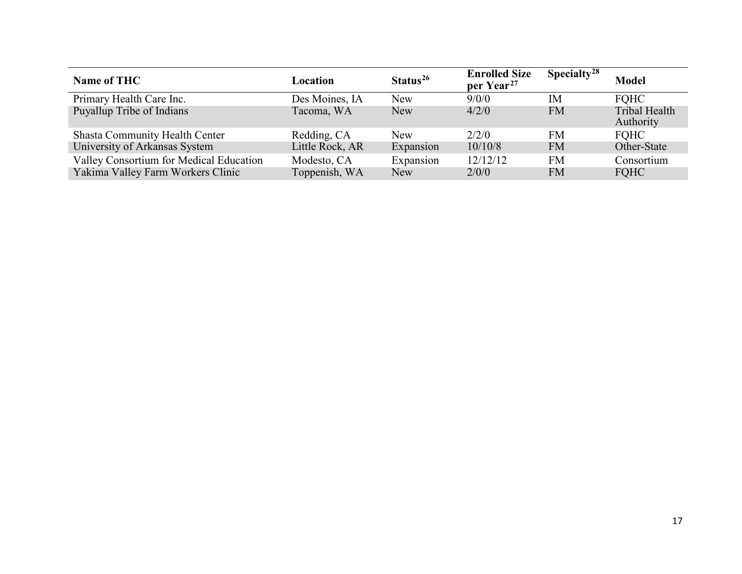| Name of THC | Location | Status[26] | Enrolled Size per Year[27] | Specialty[28] | Model |
|---|---|---|---|---|---|
| Primary Health Care Inc. | Des Moines, IA | New | 9/0/0 | IM | FQHC |
| Puyallup Tribe of Indians | Tacoma, WA | New | 4/2/0 | FM | Tribal Health Authority |
| Shasta Community Health Center | Redding, CA | New | 2/2/0 | FM | FQHC |
| University of Arkansas System | Little Rock, AR | Expansion | 10/10/8 | FM | Other-State |
| Valley Consortium for Medical Education | Modesto, CA | Expansion | 12/12/12 | FM | Consortium |
| Yakima Valley Farm Workers Clinic | Toppenish, WA | New | 2/0/0 | FM | FQHC |